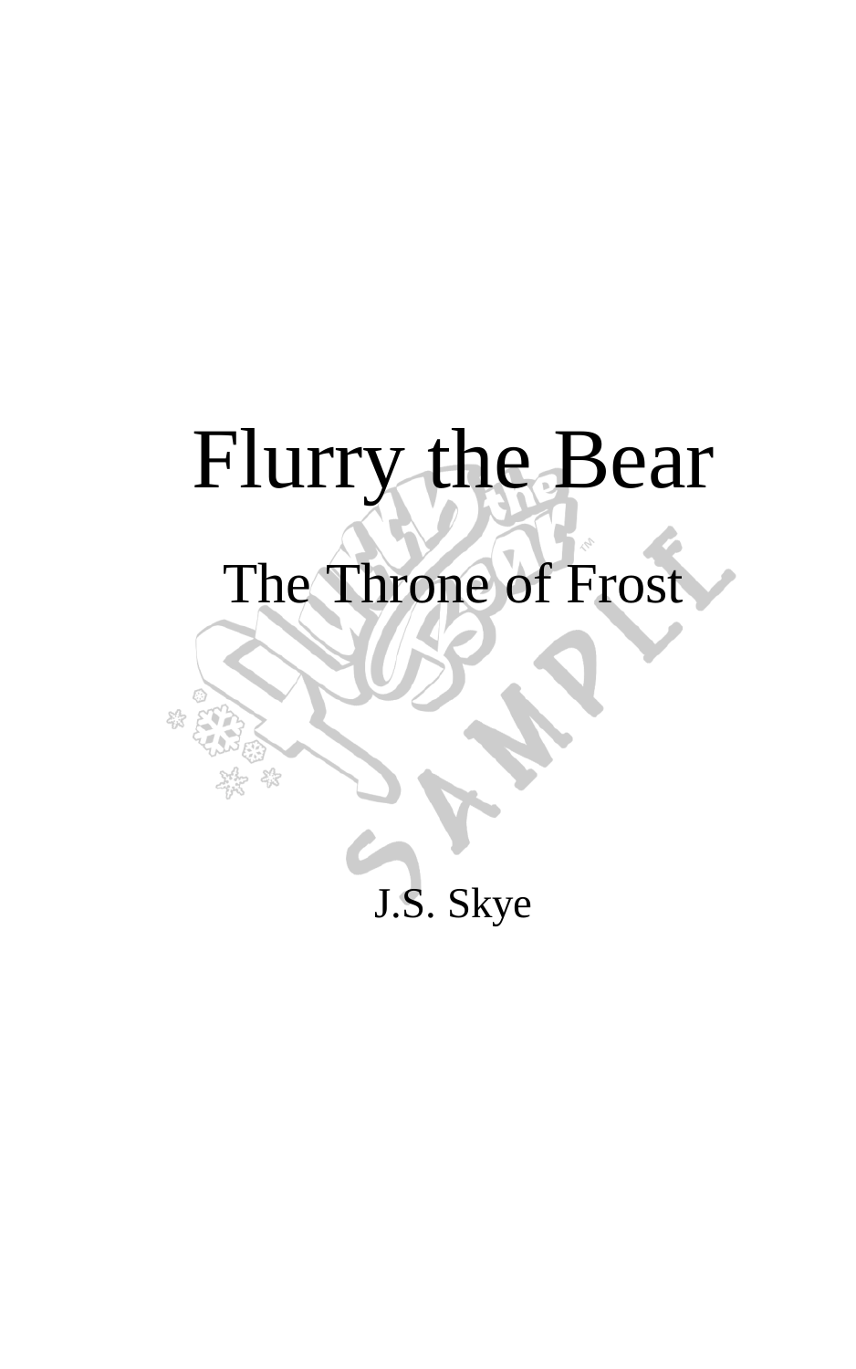# Flurry the Bear

## The Throne of Frost

J.S. Skye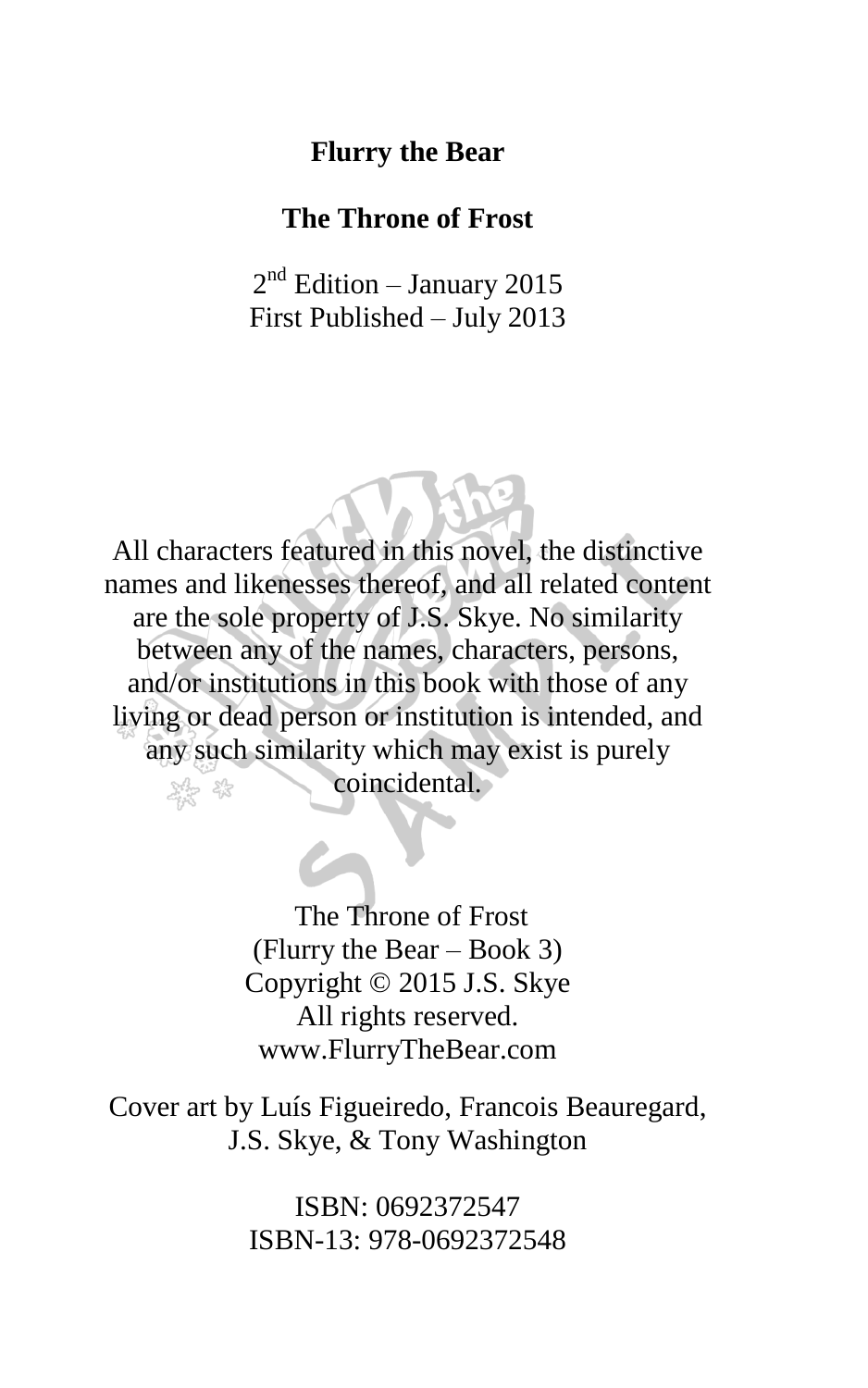**Flurry the Bear**

**The Throne of Frost**

2nd Edition – January 2015
First Published – July 2013

All characters featured in this novel, the distinctive names and likenesses thereof, and all related content are the sole property of J.S. Skye. No similarity between any of the names, characters, persons, and/or institutions in this book with those of any living or dead person or institution is intended, and any such similarity which may exist is purely coincidental.

The Throne of Frost
(Flurry the Bear – Book 3)
Copyright © 2015 J.S. Skye
All rights reserved.
www.FlurryTheBear.com

Cover art by Luís Figueiredo, Francois Beauregard, J.S. Skye, & Tony Washington

ISBN: 0692372547
ISBN-13: 978-0692372548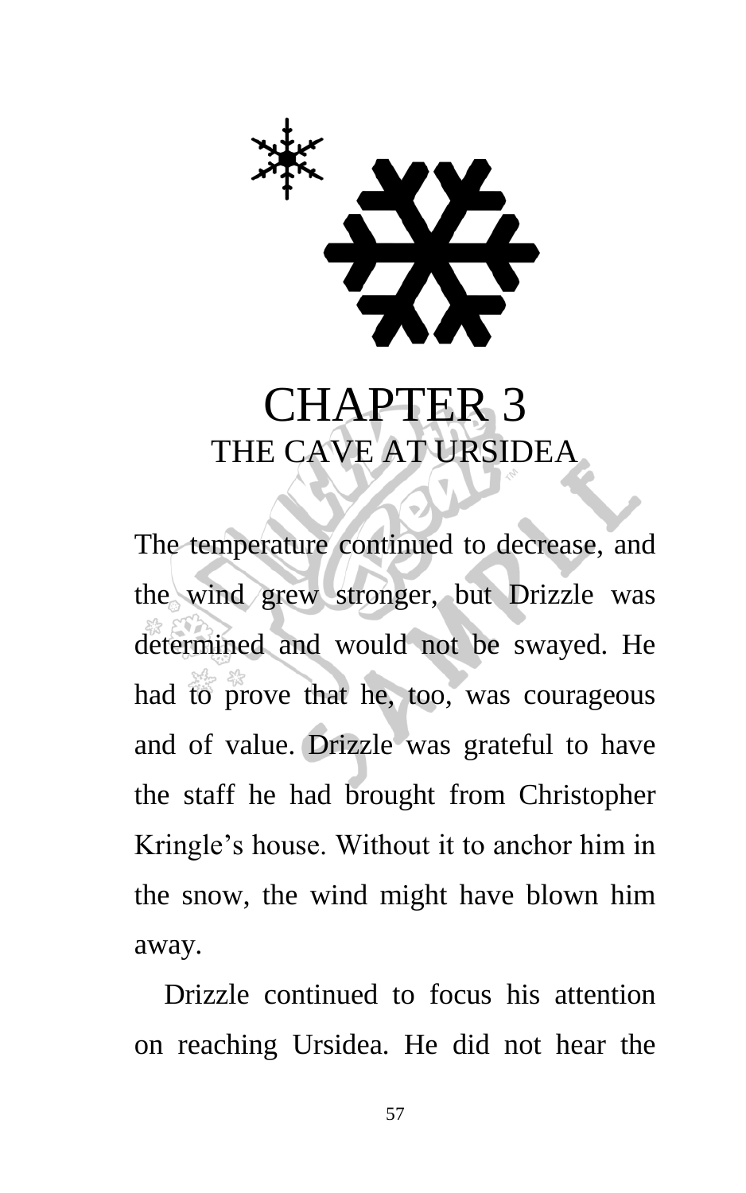# CHAPTER 3

## THE CAVE AT URSIDEA

The temperature continued to decrease, and the wind grew stronger, but Drizzle was determined and would not be swayed. He had to prove that he, too, was courageous and of value. Drizzle was grateful to have the staff he had brought from Christopher Kringle's house. Without it to anchor him in the snow, the wind might have blown him away.

Drizzle continued to focus his attention on reaching Ursidea. He did not hear the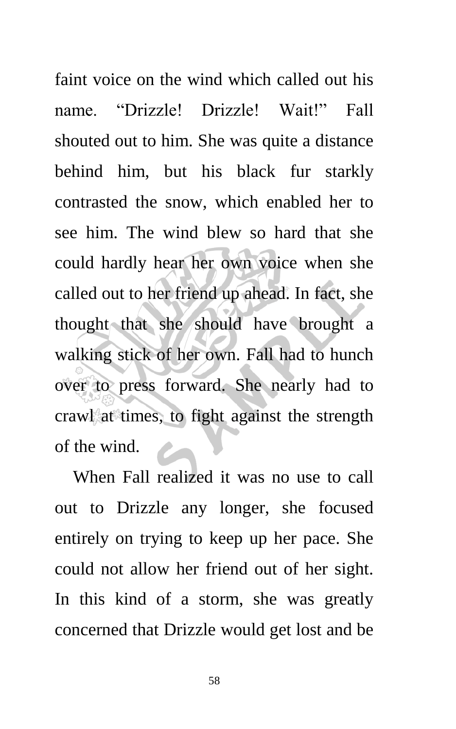faint voice on the wind which called out his name. “Drizzle! Drizzle! Wait!” Fall shouted out to him. She was quite a distance behind him, but his black fur starkly contrasted the snow, which enabled her to see him. The wind blew so hard that she could hardly hear her own voice when she called out to her friend up ahead. In fact, she thought that she should have brought a walking stick of her own. Fall had to hunch over to press forward. She nearly had to crawl at times, to fight against the strength of the wind.

When Fall realized it was no use to call out to Drizzle any longer, she focused entirely on trying to keep up her pace. She could not allow her friend out of her sight. In this kind of a storm, she was greatly concerned that Drizzle would get lost and be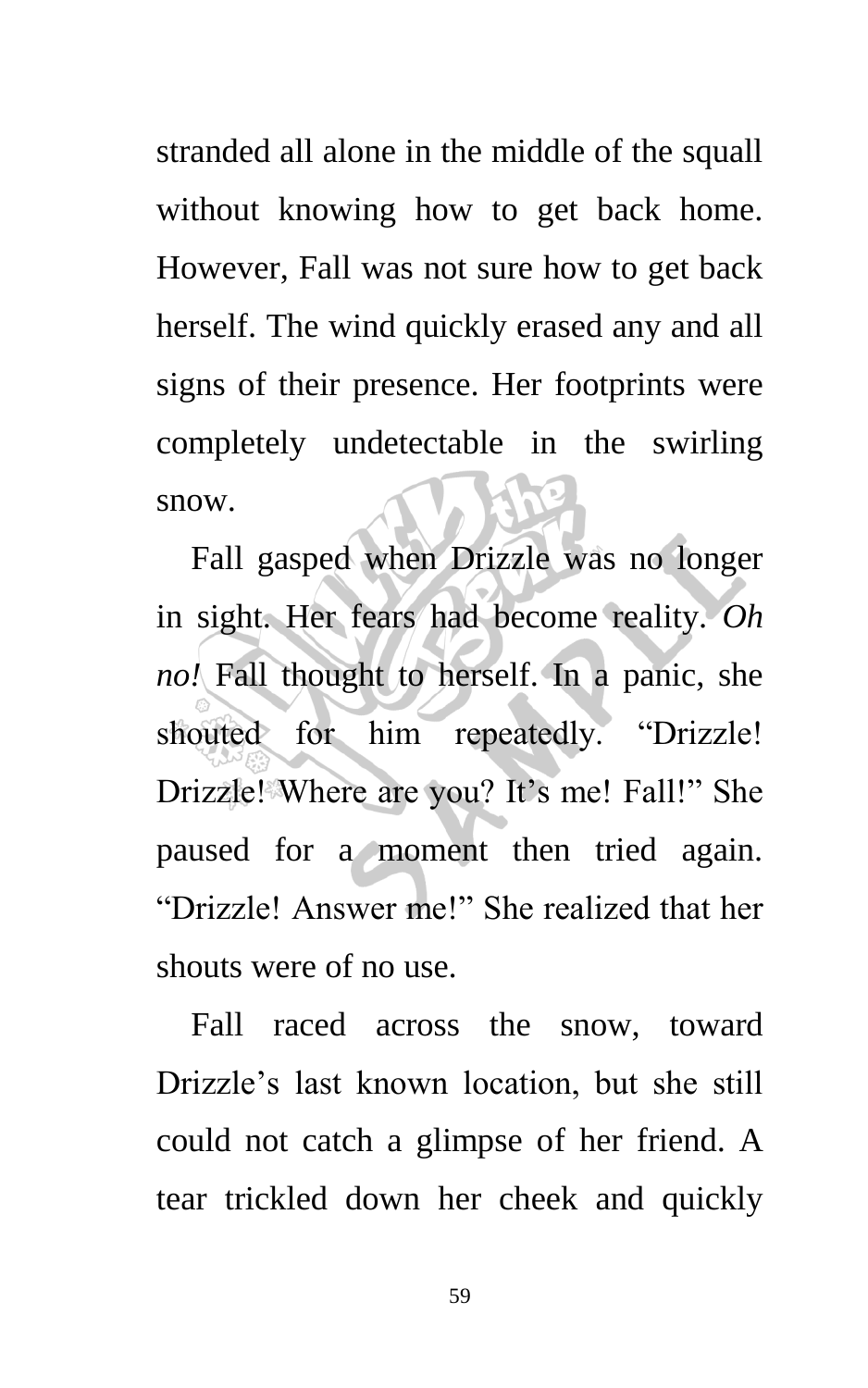stranded all alone in the middle of the squall without knowing how to get back home. However, Fall was not sure how to get back herself. The wind quickly erased any and all signs of their presence. Her footprints were completely undetectable in the swirling snow.

Fall gasped when Drizzle was no longer in sight. Her fears had become reality. *Oh no!* Fall thought to herself. In a panic, she shouted for him repeatedly. "Drizzle! Drizzle! Where are you? It's me! Fall!" She paused for a moment then tried again. "Drizzle! Answer me!" She realized that her shouts were of no use.

Fall raced across the snow, toward Drizzle's last known location, but she still could not catch a glimpse of her friend. A tear trickled down her cheek and quickly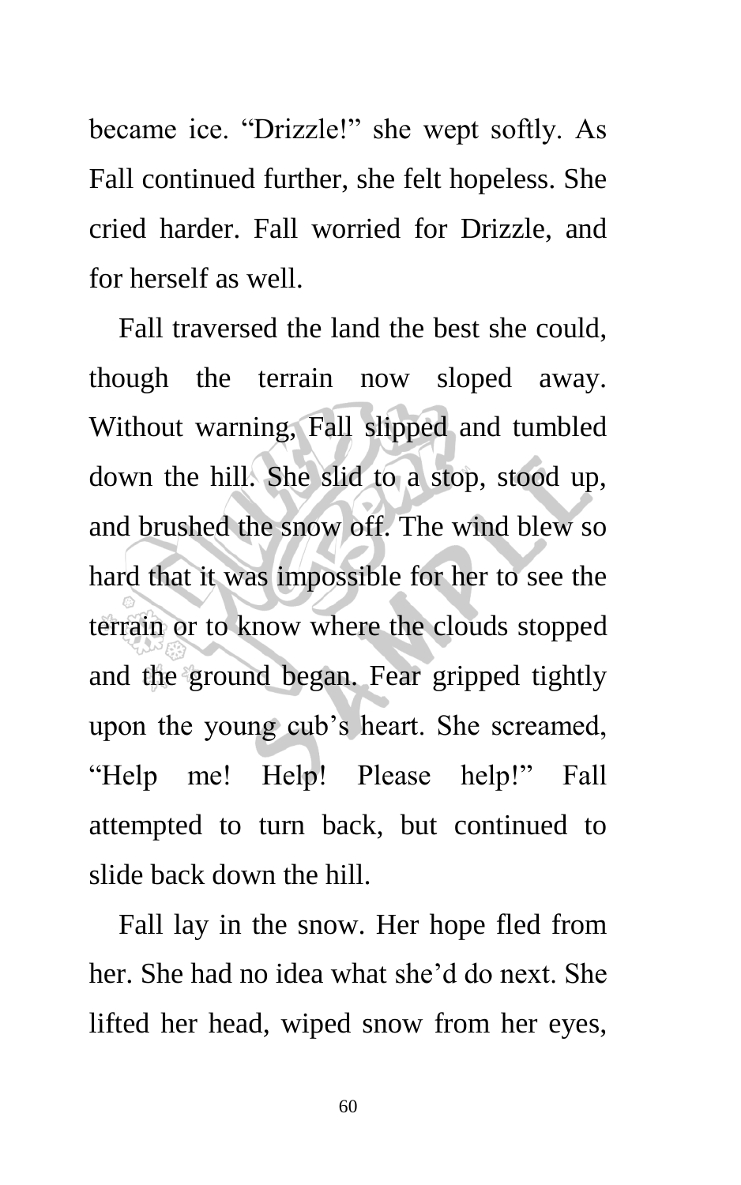became ice. “Drizzle!” she wept softly. As Fall continued further, she felt hopeless. She cried harder. Fall worried for Drizzle, and for herself as well.

Fall traversed the land the best she could, though the terrain now sloped away. Without warning, Fall slipped and tumbled down the hill. She slid to a stop, stood up, and brushed the snow off. The wind blew so hard that it was impossible for her to see the terrain or to know where the clouds stopped and the ground began. Fear gripped tightly upon the young cub’s heart. She screamed, “Help me! Help! Please help!” Fall attempted to turn back, but continued to slide back down the hill.

Fall lay in the snow. Her hope fled from her. She had no idea what she’d do next. She lifted her head, wiped snow from her eyes,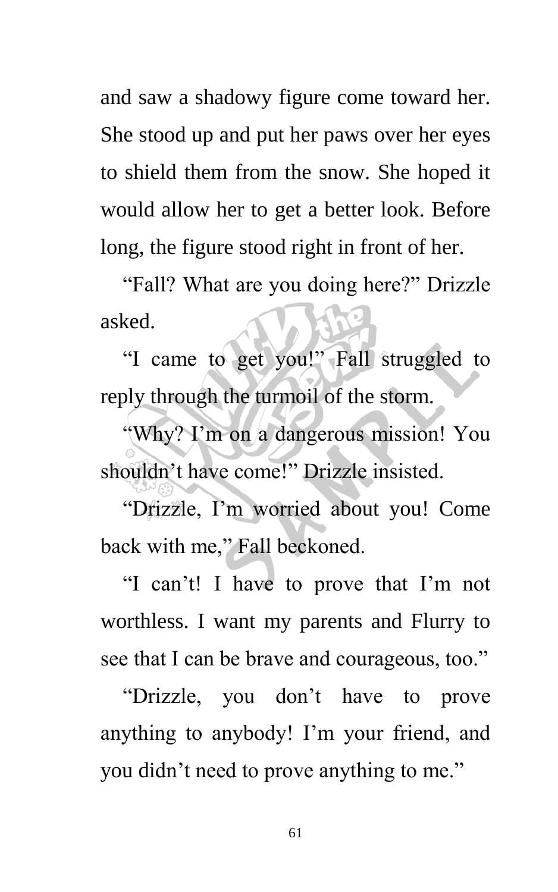and saw a shadowy figure come toward her. She stood up and put her paws over her eyes to shield them from the snow. She hoped it would allow her to get a better look. Before long, the figure stood right in front of her.

"Fall? What are you doing here?" Drizzle asked.

"I came to get you!" Fall struggled to reply through the turmoil of the storm.

"Why? I'm on a dangerous mission! You shouldn't have come!" Drizzle insisted.

"Drizzle, I'm worried about you! Come back with me," Fall beckoned.

"I can't! I have to prove that I'm not worthless. I want my parents and Flurry to see that I can be brave and courageous, too."

"Drizzle, you don't have to prove anything to anybody! I'm your friend, and you didn't need to prove anything to me."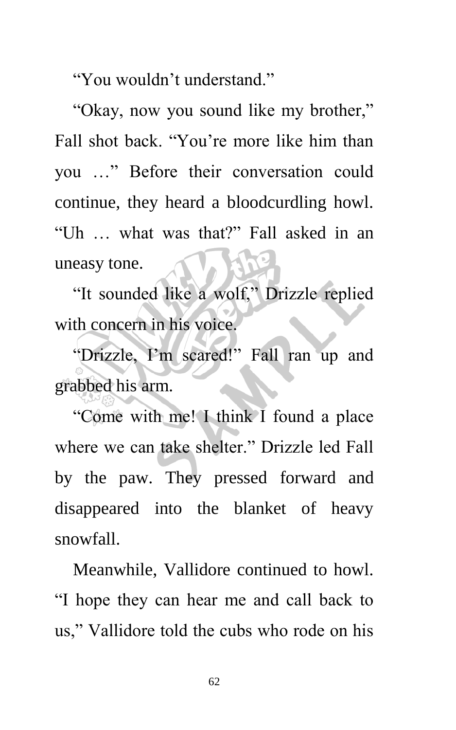"You wouldn't understand."

"Okay, now you sound like my brother," Fall shot back. "You're more like him than you …" Before their conversation could continue, they heard a bloodcurdling howl. "Uh … what was that?" Fall asked in an uneasy tone.

"It sounded like a wolf," Drizzle replied with concern in his voice.

"Drizzle, I'm scared!" Fall ran up and grabbed his arm.

"Come with me! I think I found a place where we can take shelter." Drizzle led Fall by the paw. They pressed forward and disappeared into the blanket of heavy snowfall.

Meanwhile, Vallidore continued to howl. "I hope they can hear me and call back to us," Vallidore told the cubs who rode on his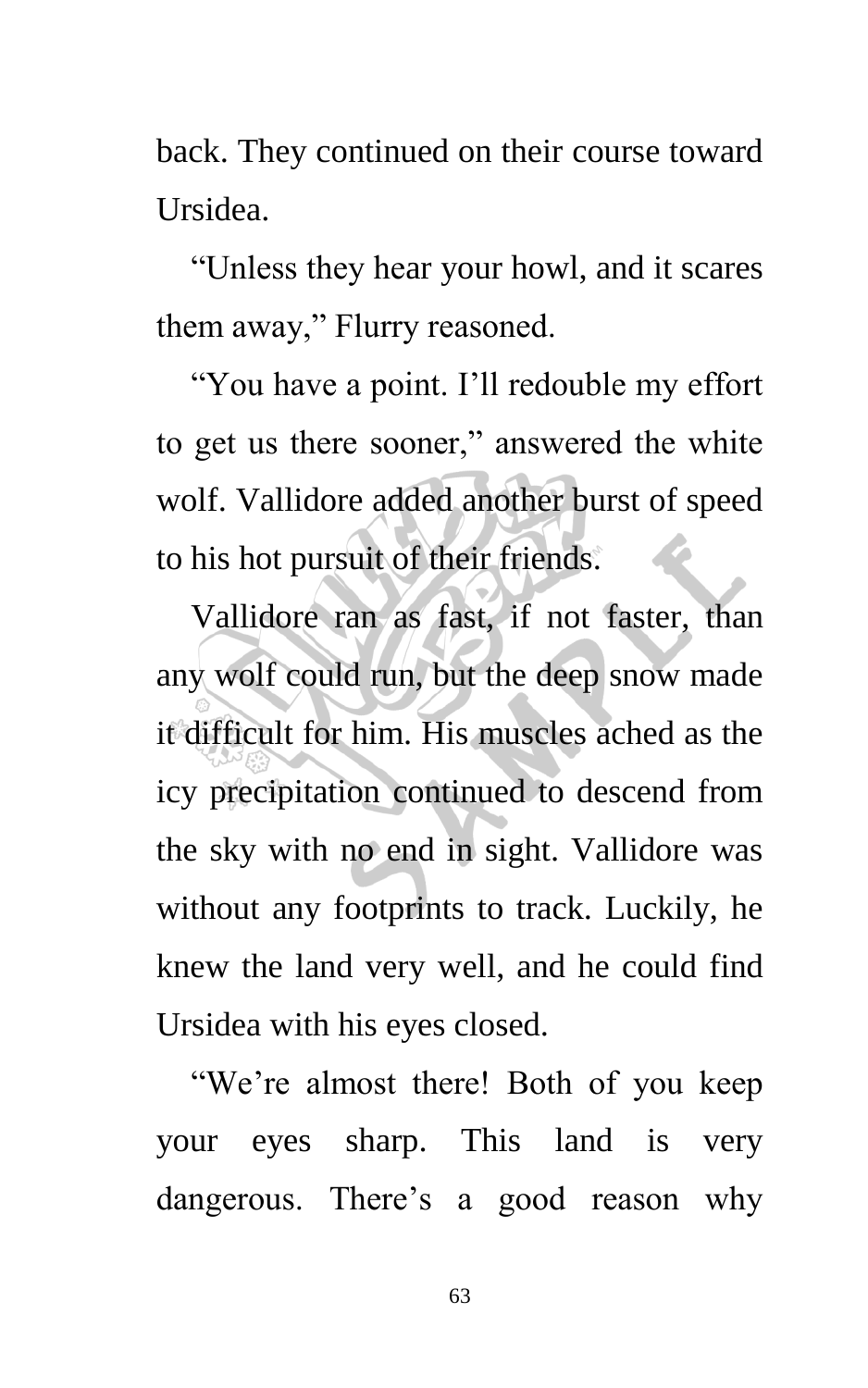back. They continued on their course toward Ursidea.

“Unless they hear your howl, and it scares them away,” Flurry reasoned.

“You have a point. I’ll redouble my effort to get us there sooner,” answered the white wolf. Vallidore added another burst of speed to his hot pursuit of their friends.

Vallidore ran as fast, if not faster, than any wolf could run, but the deep snow made it difficult for him. His muscles ached as the icy precipitation continued to descend from the sky with no end in sight. Vallidore was without any footprints to track. Luckily, he knew the land very well, and he could find Ursidea with his eyes closed.

“We’re almost there! Both of you keep your eyes sharp. This land is very dangerous. There’s a good reason why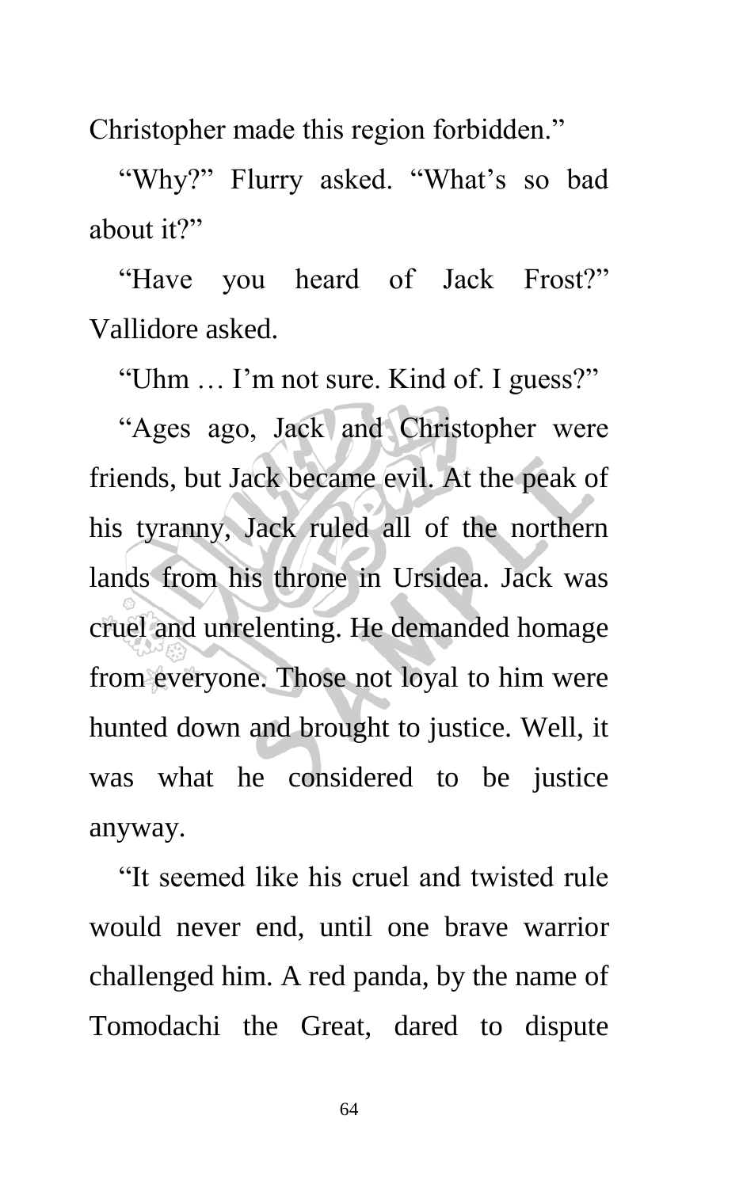Christopher made this region forbidden."

"Why?" Flurry asked. "What's so bad about it?"

"Have you heard of Jack Frost?" Vallidore asked.

"Uhm … I'm not sure. Kind of. I guess?"

"Ages ago, Jack and Christopher were friends, but Jack became evil. At the peak of his tyranny, Jack ruled all of the northern lands from his throne in Ursidea. Jack was cruel and unrelenting. He demanded homage from everyone. Those not loyal to him were hunted down and brought to justice. Well, it was what he considered to be justice anyway.

"It seemed like his cruel and twisted rule would never end, until one brave warrior challenged him. A red panda, by the name of Tomodachi the Great, dared to dispute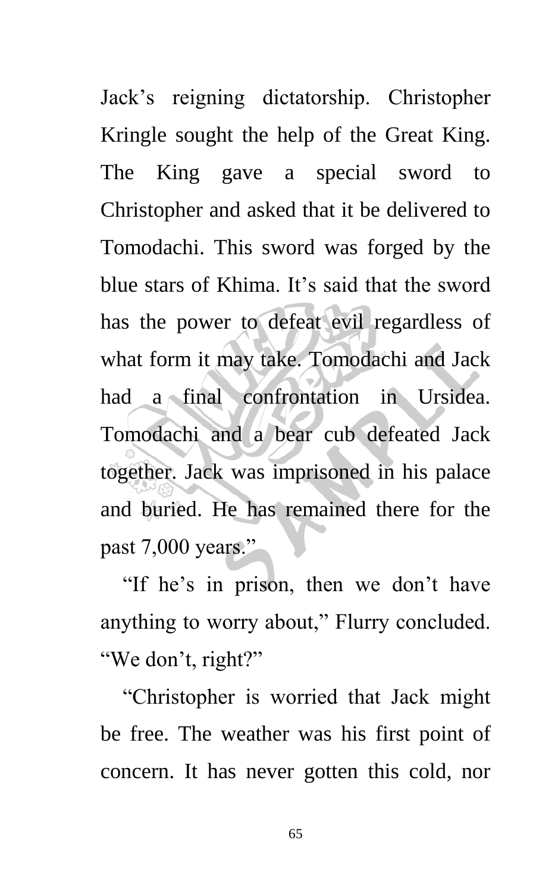Jack's reigning dictatorship. Christopher Kringle sought the help of the Great King. The King gave a special sword to Christopher and asked that it be delivered to Tomodachi. This sword was forged by the blue stars of Khima. It's said that the sword has the power to defeat evil regardless of what form it may take. Tomodachi and Jack had a final confrontation in Ursidea. Tomodachi and a bear cub defeated Jack together. Jack was imprisoned in his palace and buried. He has remained there for the past 7,000 years."

"If he's in prison, then we don't have anything to worry about," Flurry concluded. "We don't, right?"

"Christopher is worried that Jack might be free. The weather was his first point of concern. It has never gotten this cold, nor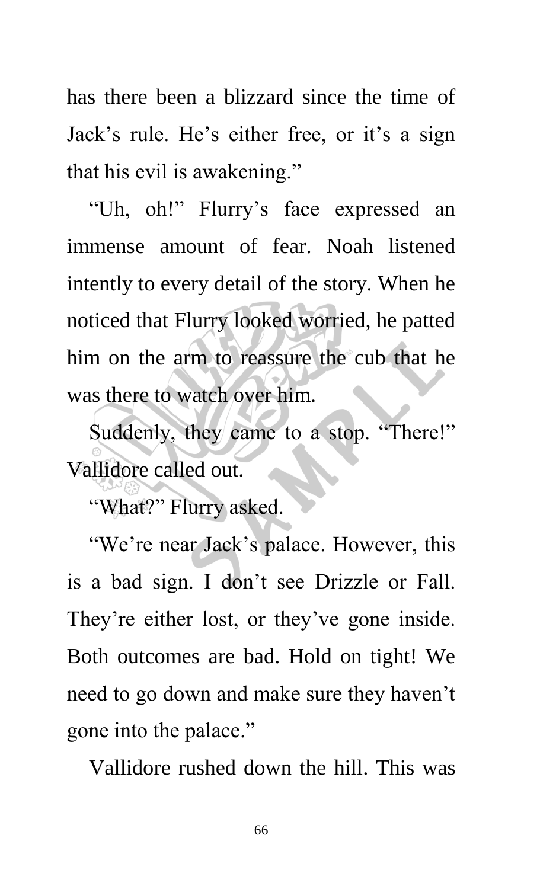has there been a blizzard since the time of Jack's rule. He's either free, or it's a sign that his evil is awakening."

"Uh, oh!" Flurry's face expressed an immense amount of fear. Noah listened intently to every detail of the story. When he noticed that Flurry looked worried, he patted him on the arm to reassure the cub that he was there to watch over him.

Suddenly, they came to a stop. "There!" Vallidore called out.

"What?" Flurry asked.

"We're near Jack's palace. However, this is a bad sign. I don't see Drizzle or Fall. They're either lost, or they've gone inside. Both outcomes are bad. Hold on tight! We need to go down and make sure they haven't gone into the palace."

Vallidore rushed down the hill. This was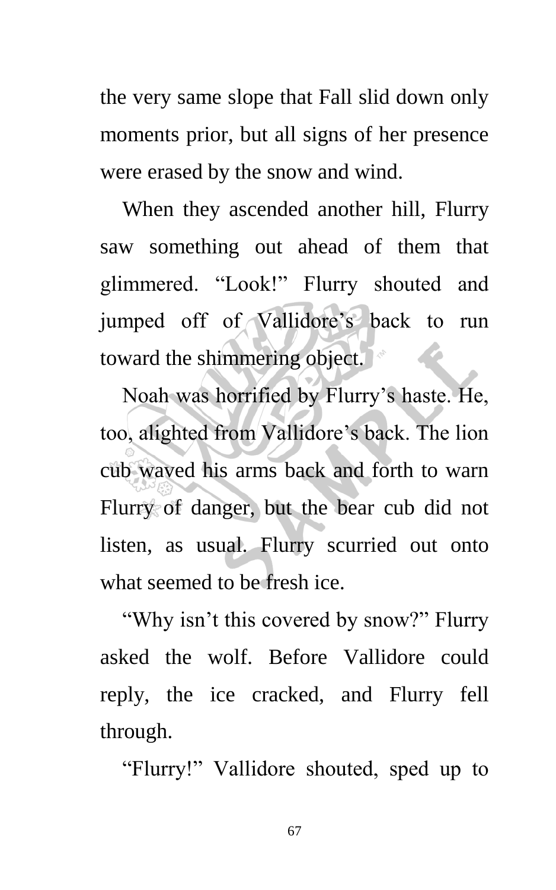the very same slope that Fall slid down only moments prior, but all signs of her presence were erased by the snow and wind.

When they ascended another hill, Flurry saw something out ahead of them that glimmered. "Look!" Flurry shouted and jumped off of Vallidore's back to run toward the shimmering object.

Noah was horrified by Flurry's haste. He, too, alighted from Vallidore's back. The lion cub waved his arms back and forth to warn Flurry of danger, but the bear cub did not listen, as usual. Flurry scurried out onto what seemed to be fresh ice.

"Why isn't this covered by snow?" Flurry asked the wolf. Before Vallidore could reply, the ice cracked, and Flurry fell through.

"Flurry!" Vallidore shouted, sped up to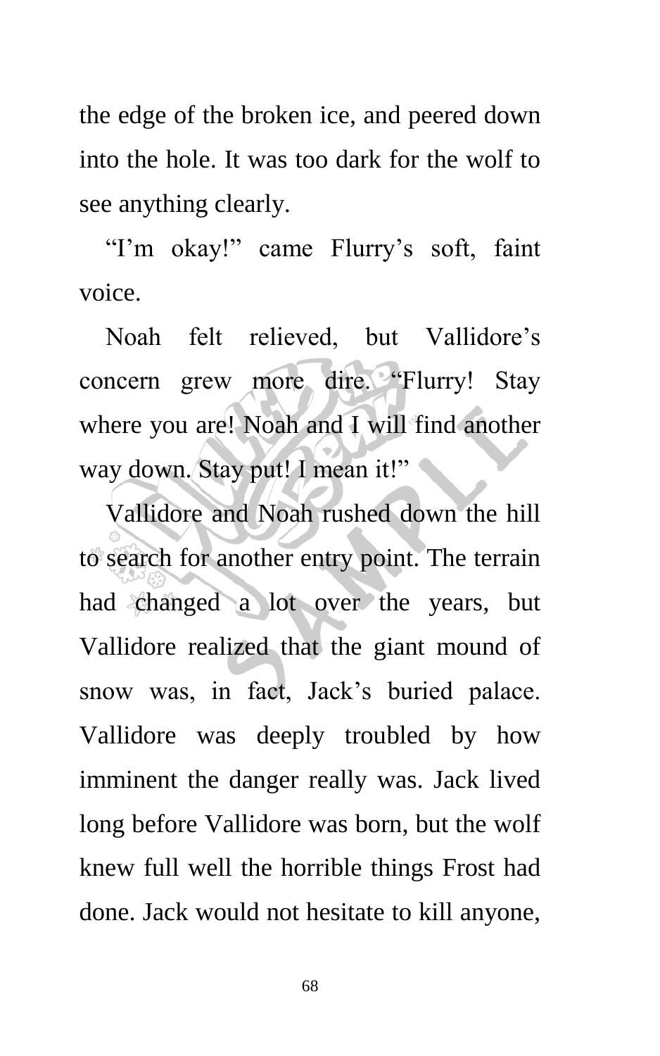the edge of the broken ice, and peered down into the hole. It was too dark for the wolf to see anything clearly.

"I'm okay!" came Flurry's soft, faint voice.

Noah felt relieved, but Vallidore's concern grew more dire. "Flurry! Stay where you are! Noah and I will find another way down. Stay put! I mean it!"

Vallidore and Noah rushed down the hill to search for another entry point. The terrain had changed a lot over the years, but Vallidore realized that the giant mound of snow was, in fact, Jack's buried palace. Vallidore was deeply troubled by how imminent the danger really was. Jack lived long before Vallidore was born, but the wolf knew full well the horrible things Frost had done. Jack would not hesitate to kill anyone,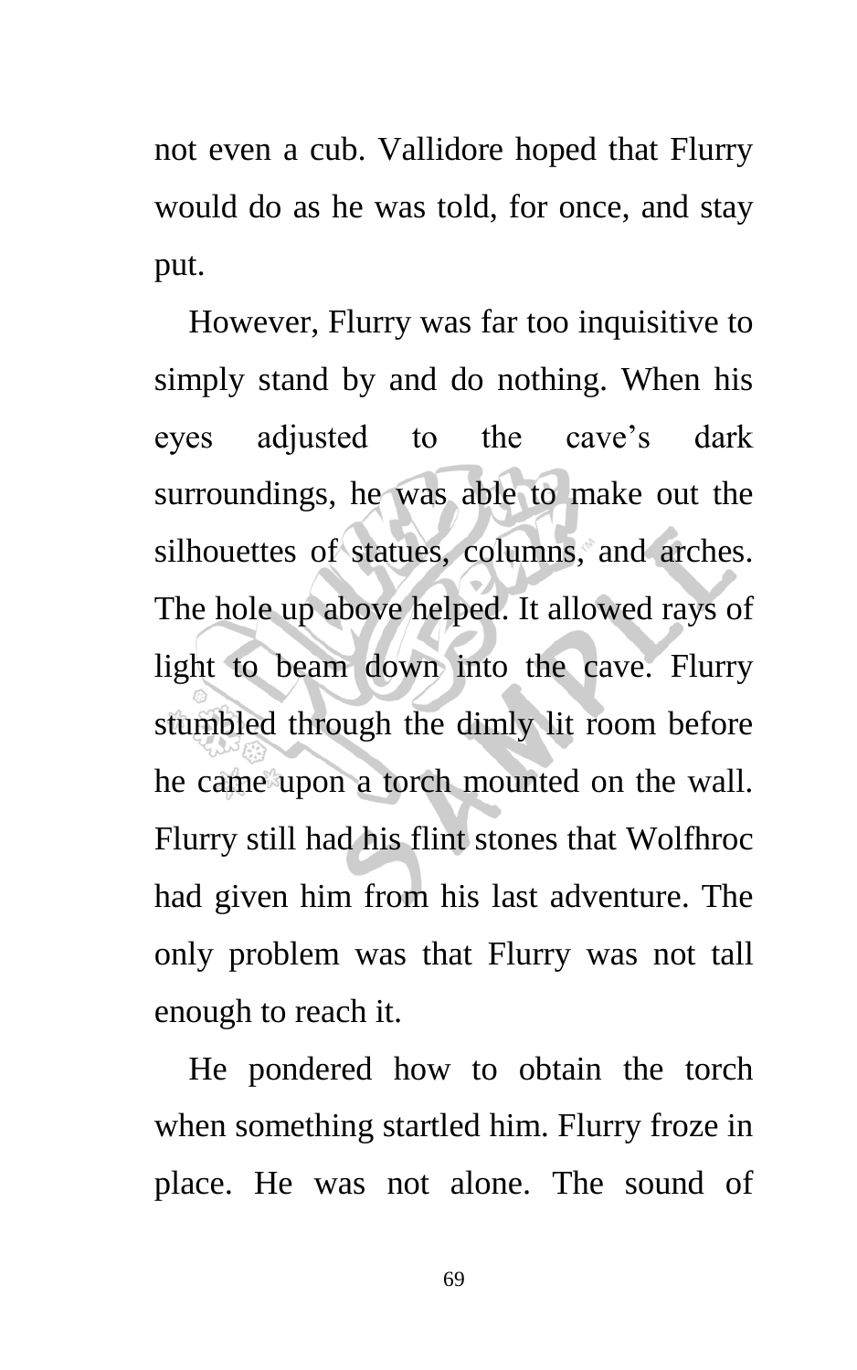not even a cub. Vallidore hoped that Flurry would do as he was told, for once, and stay put.

However, Flurry was far too inquisitive to simply stand by and do nothing. When his eyes adjusted to the cave's dark surroundings, he was able to make out the silhouettes of statues, columns, and arches. The hole up above helped. It allowed rays of light to beam down into the cave. Flurry stumbled through the dimly lit room before he came upon a torch mounted on the wall. Flurry still had his flint stones that Wolfhroc had given him from his last adventure. The only problem was that Flurry was not tall enough to reach it.

He pondered how to obtain the torch when something startled him. Flurry froze in place. He was not alone. The sound of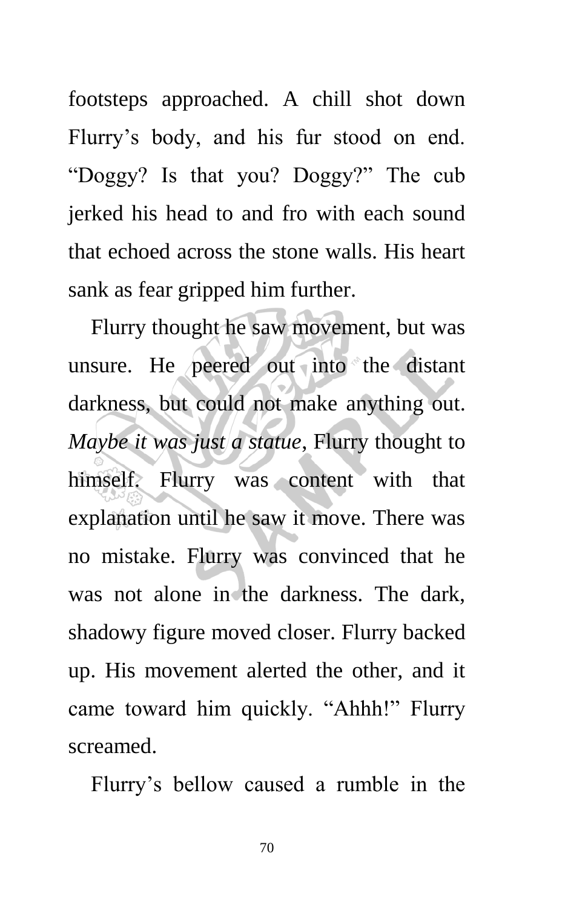footsteps approached. A chill shot down Flurry's body, and his fur stood on end. "Doggy? Is that you? Doggy?" The cub jerked his head to and fro with each sound that echoed across the stone walls. His heart sank as fear gripped him further.

Flurry thought he saw movement, but was unsure. He peered out into the distant darkness, but could not make anything out. *Maybe it was just a statue*, Flurry thought to himself. Flurry was content with that explanation until he saw it move. There was no mistake. Flurry was convinced that he was not alone in the darkness. The dark, shadowy figure moved closer. Flurry backed up. His movement alerted the other, and it came toward him quickly. "Ahhh!" Flurry screamed.

Flurry's bellow caused a rumble in the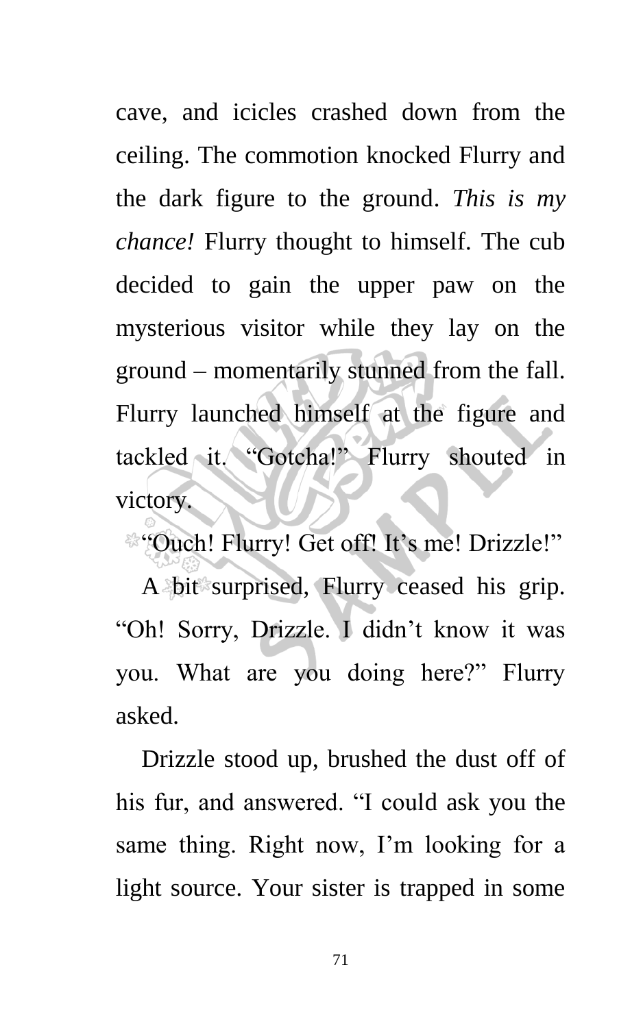cave, and icicles crashed down from the ceiling. The commotion knocked Flurry and the dark figure to the ground. *This is my chance!* Flurry thought to himself. The cub decided to gain the upper paw on the mysterious visitor while they lay on the ground – momentarily stunned from the fall. Flurry launched himself at the figure and tackled it. "Gotcha!" Flurry shouted in victory.

"Ouch! Flurry! Get off! It's me! Drizzle!"

A bit surprised, Flurry ceased his grip. "Oh! Sorry, Drizzle. I didn't know it was you. What are you doing here?" Flurry asked.

Drizzle stood up, brushed the dust off of his fur, and answered. "I could ask you the same thing. Right now, I'm looking for a light source. Your sister is trapped in some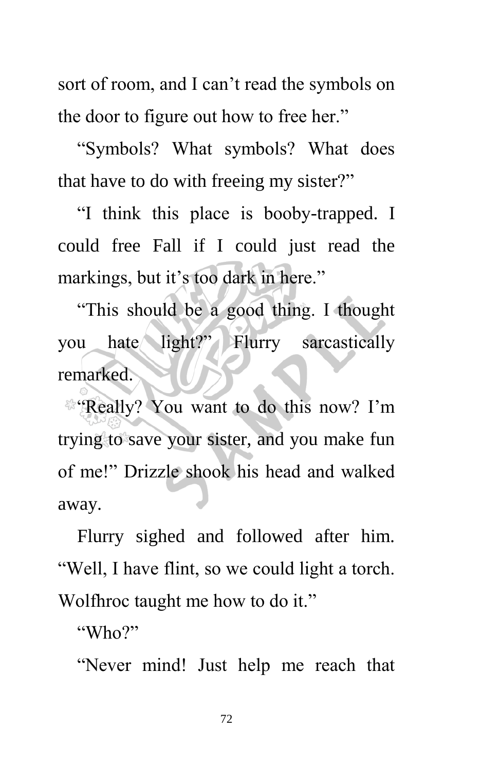sort of room, and I can't read the symbols on the door to figure out how to free her."

"Symbols? What symbols? What does that have to do with freeing my sister?"

"I think this place is booby-trapped. I could free Fall if I could just read the markings, but it's too dark in here."

"This should be a good thing. I thought you hate light?" Flurry sarcastically remarked.

"Really? You want to do this now? I'm trying to save your sister, and you make fun of me!" Drizzle shook his head and walked away.

Flurry sighed and followed after him. "Well, I have flint, so we could light a torch. Wolfhroc taught me how to do it."

"Who?"

"Never mind! Just help me reach that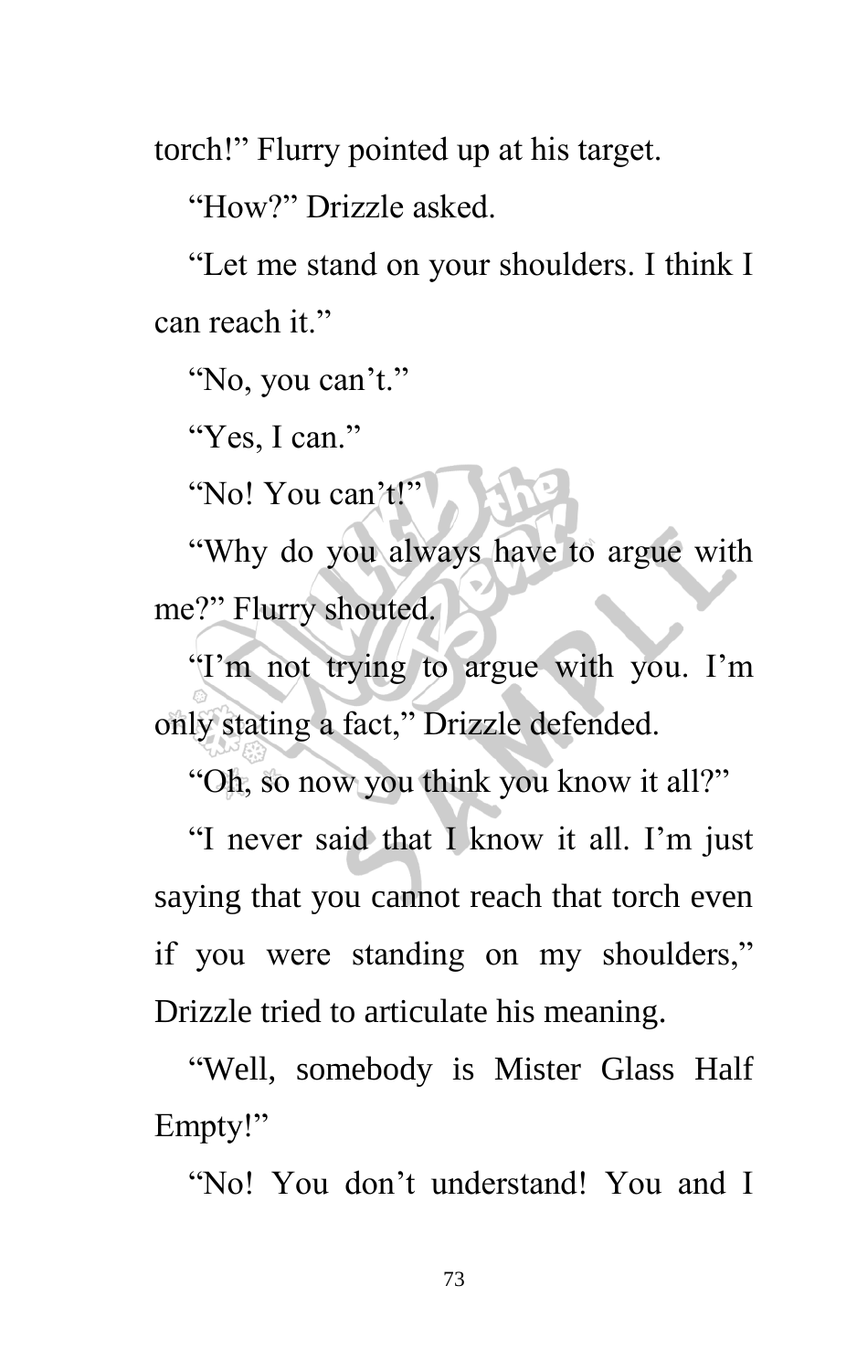torch!" Flurry pointed up at his target.

"How?" Drizzle asked.

"Let me stand on your shoulders. I think I can reach it."

"No, you can't."

"Yes, I can."

"No! You can't!"

"Why do you always have to argue with me?" Flurry shouted.

"I'm not trying to argue with you. I'm only stating a fact," Drizzle defended.

"Oh, so now you think you know it all?"

"I never said that I know it all. I'm just saying that you cannot reach that torch even if you were standing on my shoulders," Drizzle tried to articulate his meaning.

"Well, somebody is Mister Glass Half Empty!"

"No! You don't understand! You and I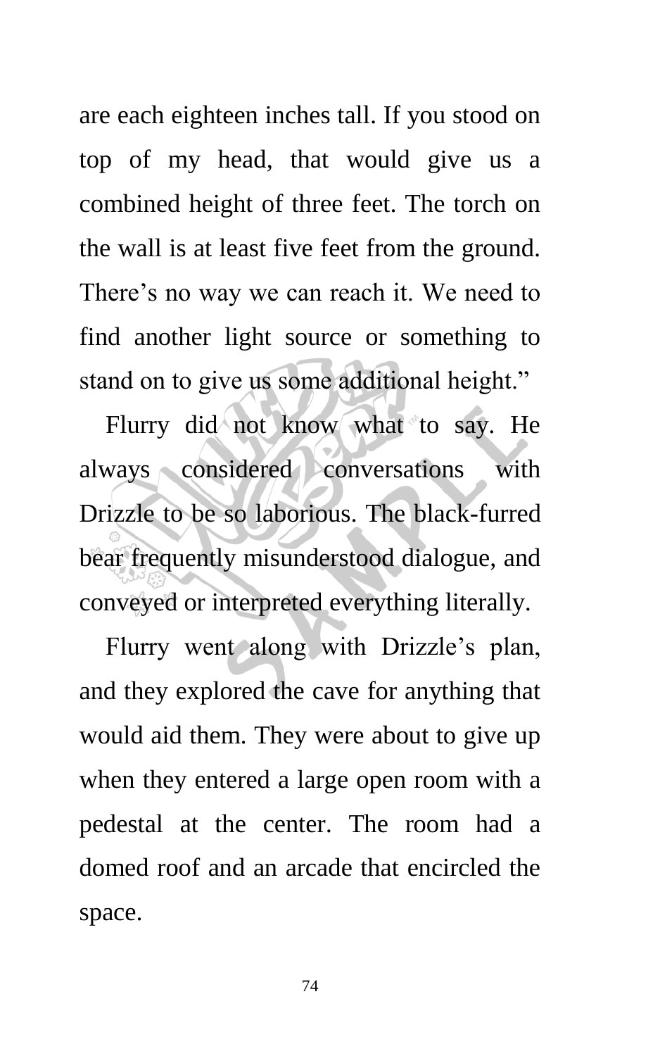are each eighteen inches tall. If you stood on top of my head, that would give us a combined height of three feet. The torch on the wall is at least five feet from the ground. There's no way we can reach it. We need to find another light source or something to stand on to give us some additional height."

Flurry did not know what to say. He always considered conversations with Drizzle to be so laborious. The black-furred bear frequently misunderstood dialogue, and conveyed or interpreted everything literally.

Flurry went along with Drizzle's plan, and they explored the cave for anything that would aid them. They were about to give up when they entered a large open room with a pedestal at the center. The room had a domed roof and an arcade that encircled the space.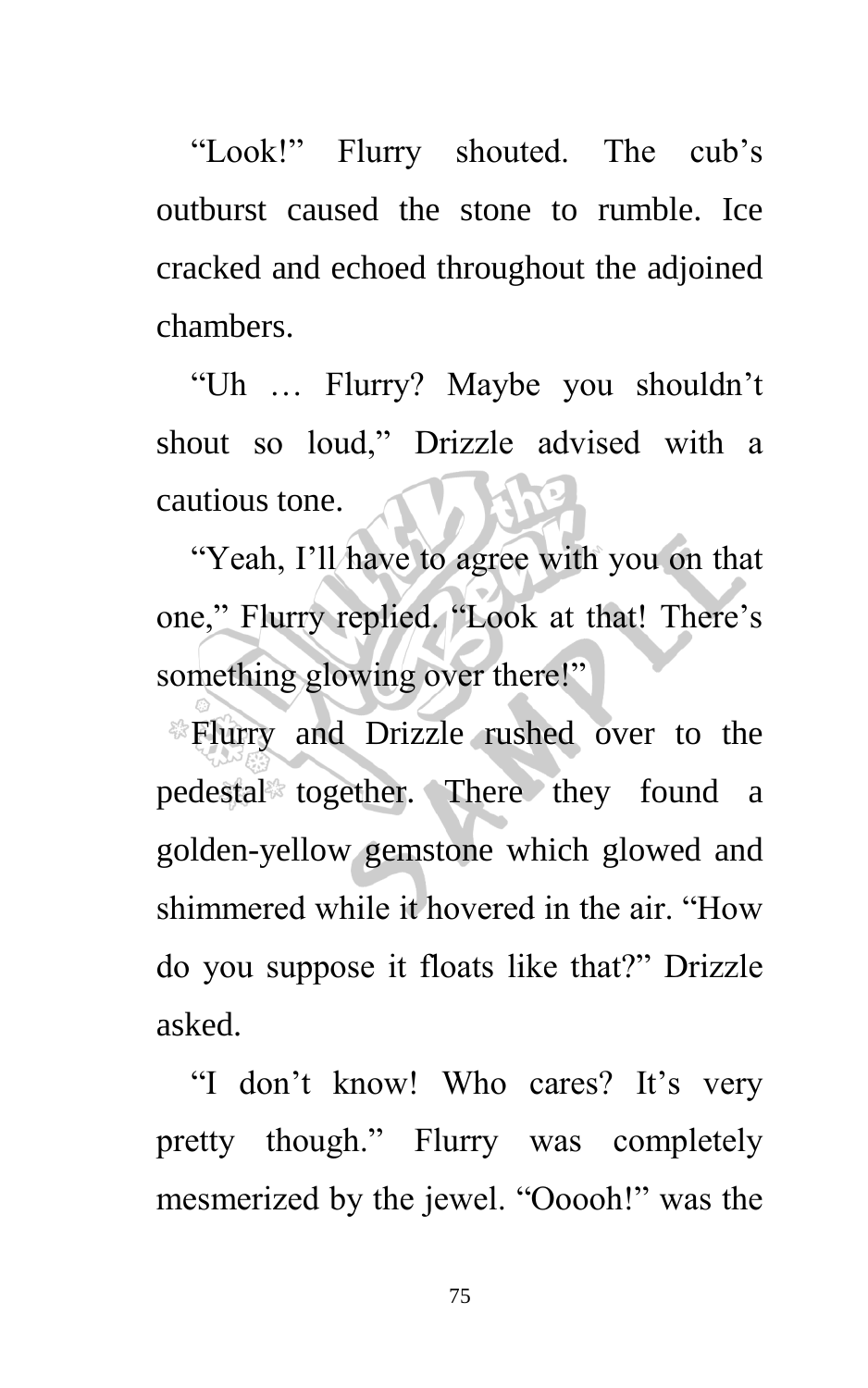"Look!" Flurry shouted. The cub's outburst caused the stone to rumble. Ice cracked and echoed throughout the adjoined chambers.

"Uh … Flurry? Maybe you shouldn't shout so loud," Drizzle advised with a cautious tone.

"Yeah, I'll have to agree with you on that one," Flurry replied. "Look at that! There's something glowing over there!"

Flurry and Drizzle rushed over to the pedestal together. There they found a golden-yellow gemstone which glowed and shimmered while it hovered in the air. "How do you suppose it floats like that?" Drizzle asked.

"I don't know! Who cares? It's very pretty though." Flurry was completely mesmerized by the jewel. "Ooooh!" was the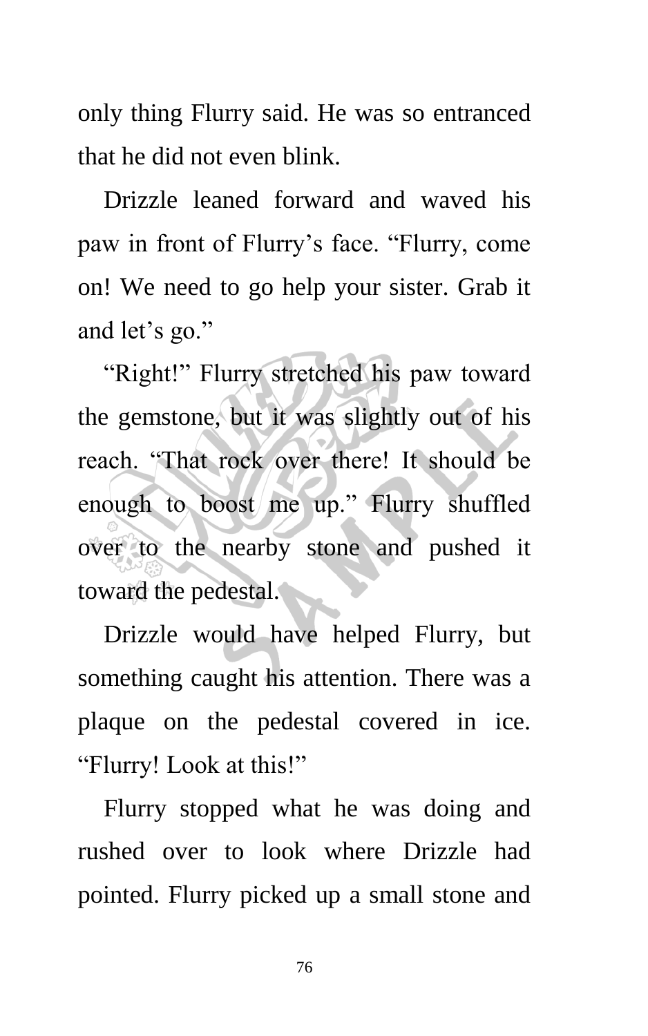only thing Flurry said. He was so entranced that he did not even blink.

Drizzle leaned forward and waved his paw in front of Flurry's face. "Flurry, come on! We need to go help your sister. Grab it and let's go."

"Right!" Flurry stretched his paw toward the gemstone, but it was slightly out of his reach. "That rock over there! It should be enough to boost me up." Flurry shuffled over to the nearby stone and pushed it toward the pedestal.

Drizzle would have helped Flurry, but something caught his attention. There was a plaque on the pedestal covered in ice. "Flurry! Look at this!"

Flurry stopped what he was doing and rushed over to look where Drizzle had pointed. Flurry picked up a small stone and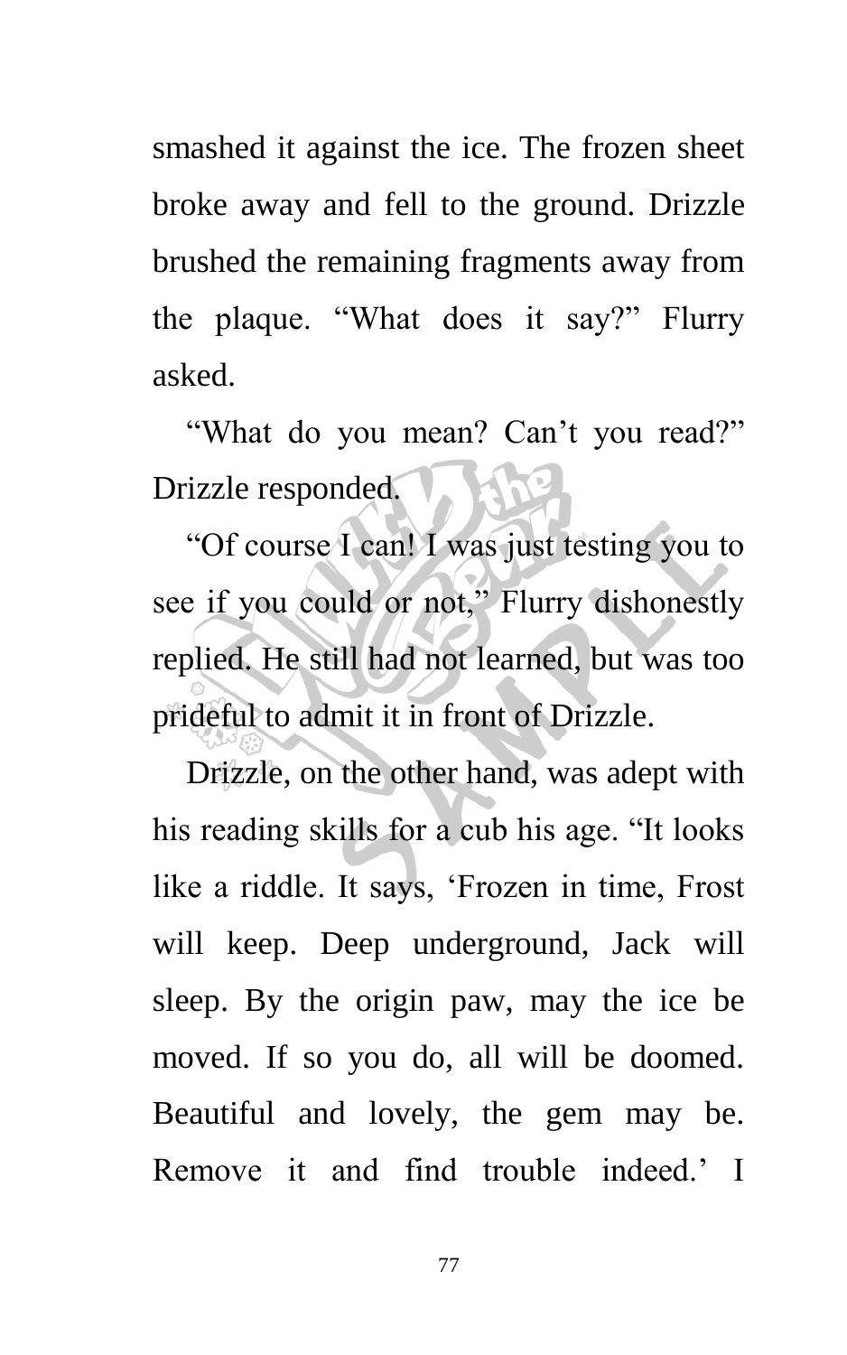smashed it against the ice. The frozen sheet broke away and fell to the ground. Drizzle brushed the remaining fragments away from the plaque. "What does it say?" Flurry asked.

"What do you mean? Can't you read?" Drizzle responded.

"Of course I can! I was just testing you to see if you could or not," Flurry dishonestly replied. He still had not learned, but was too prideful to admit it in front of Drizzle.

Drizzle, on the other hand, was adept with his reading skills for a cub his age. "It looks like a riddle. It says, 'Frozen in time, Frost will keep. Deep underground, Jack will sleep. By the origin paw, may the ice be moved. If so you do, all will be doomed. Beautiful and lovely, the gem may be. Remove it and find trouble indeed.' I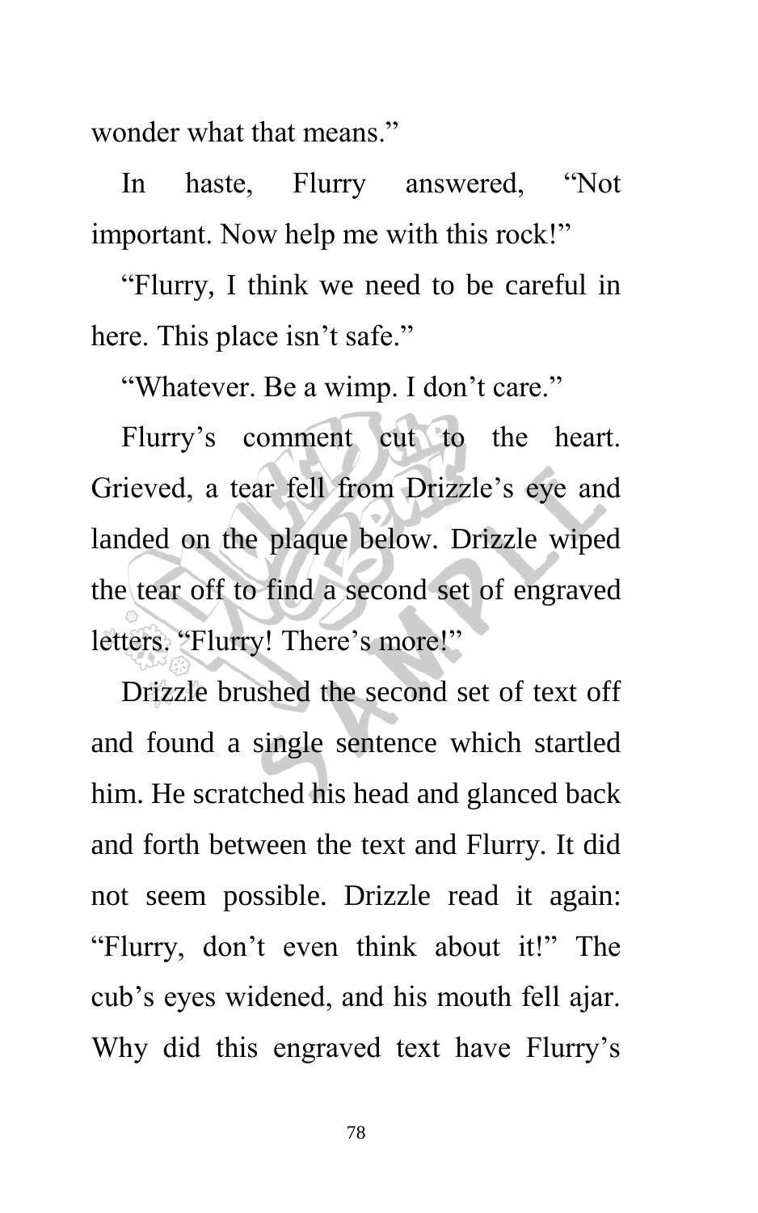wonder what that means."

In haste, Flurry answered, "Not important. Now help me with this rock!"

"Flurry, I think we need to be careful in here. This place isn't safe."

"Whatever. Be a wimp. I don't care."

Flurry's comment cut to the heart. Grieved, a tear fell from Drizzle's eye and landed on the plaque below. Drizzle wiped the tear off to find a second set of engraved letters. "Flurry! There's more!"

Drizzle brushed the second set of text off and found a single sentence which startled him. He scratched his head and glanced back and forth between the text and Flurry. It did not seem possible. Drizzle read it again: "Flurry, don't even think about it!" The cub's eyes widened, and his mouth fell ajar. Why did this engraved text have Flurry's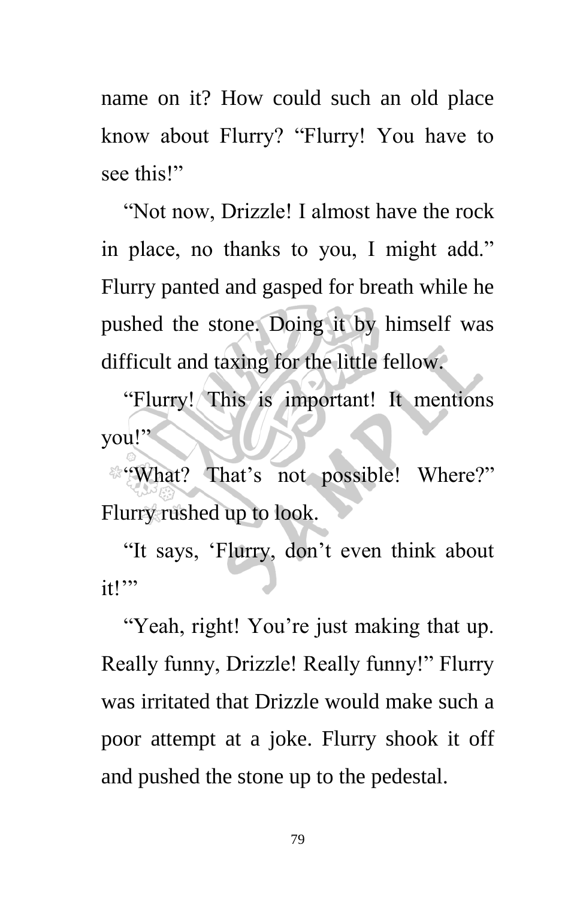name on it? How could such an old place know about Flurry? "Flurry! You have to see this!"

"Not now, Drizzle! I almost have the rock in place, no thanks to you, I might add." Flurry panted and gasped for breath while he pushed the stone. Doing it by himself was difficult and taxing for the little fellow.

"Flurry! This is important! It mentions you!"

"What? That's not possible! Where?" Flurry rushed up to look.

"It says, 'Flurry, don't even think about it!'"

"Yeah, right! You're just making that up. Really funny, Drizzle! Really funny!" Flurry was irritated that Drizzle would make such a poor attempt at a joke. Flurry shook it off and pushed the stone up to the pedestal.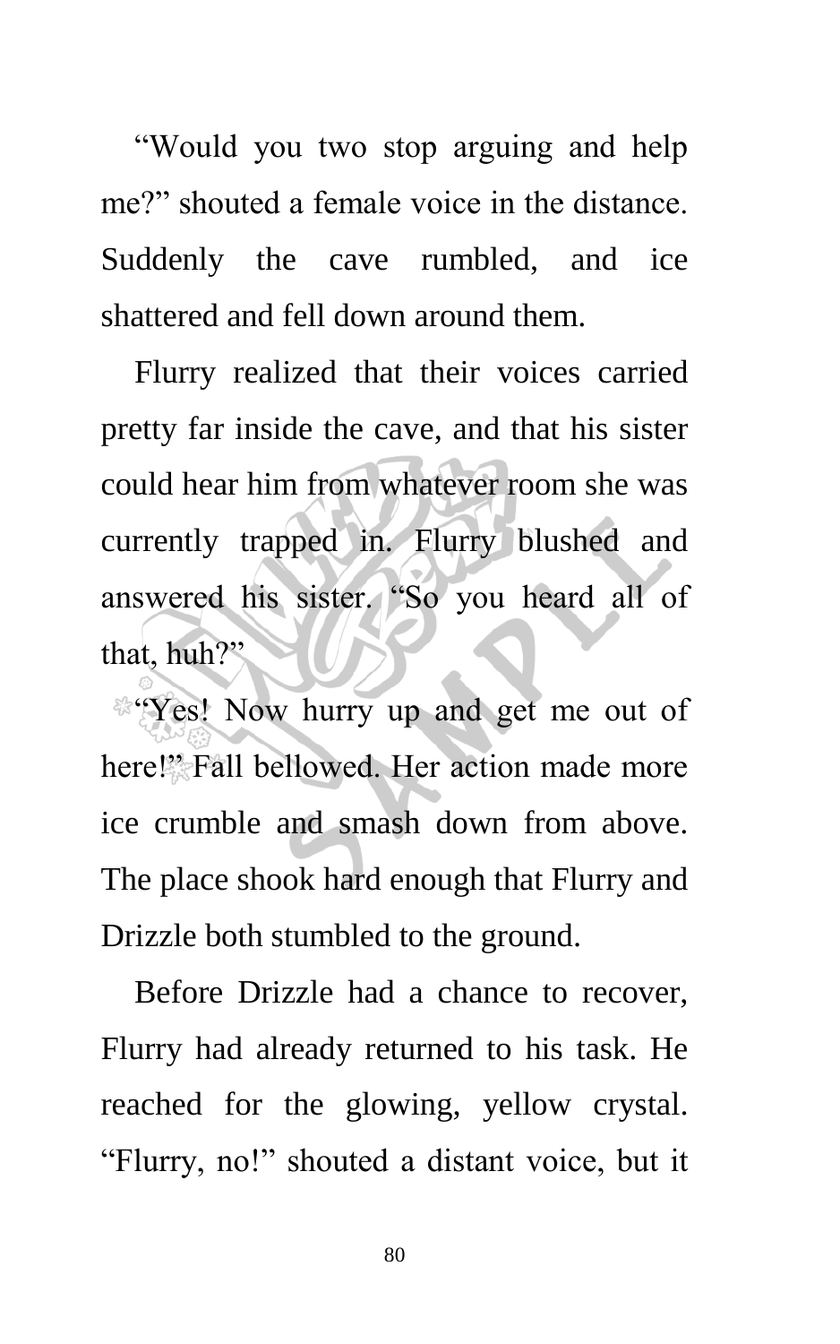"Would you two stop arguing and help me?" shouted a female voice in the distance. Suddenly the cave rumbled, and ice shattered and fell down around them.

Flurry realized that their voices carried pretty far inside the cave, and that his sister could hear him from whatever room she was currently trapped in. Flurry blushed and answered his sister. "So you heard all of that, huh?"

"Yes! Now hurry up and get me out of here!" Fall bellowed. Her action made more ice crumble and smash down from above. The place shook hard enough that Flurry and Drizzle both stumbled to the ground.

Before Drizzle had a chance to recover, Flurry had already returned to his task. He reached for the glowing, yellow crystal. "Flurry, no!" shouted a distant voice, but it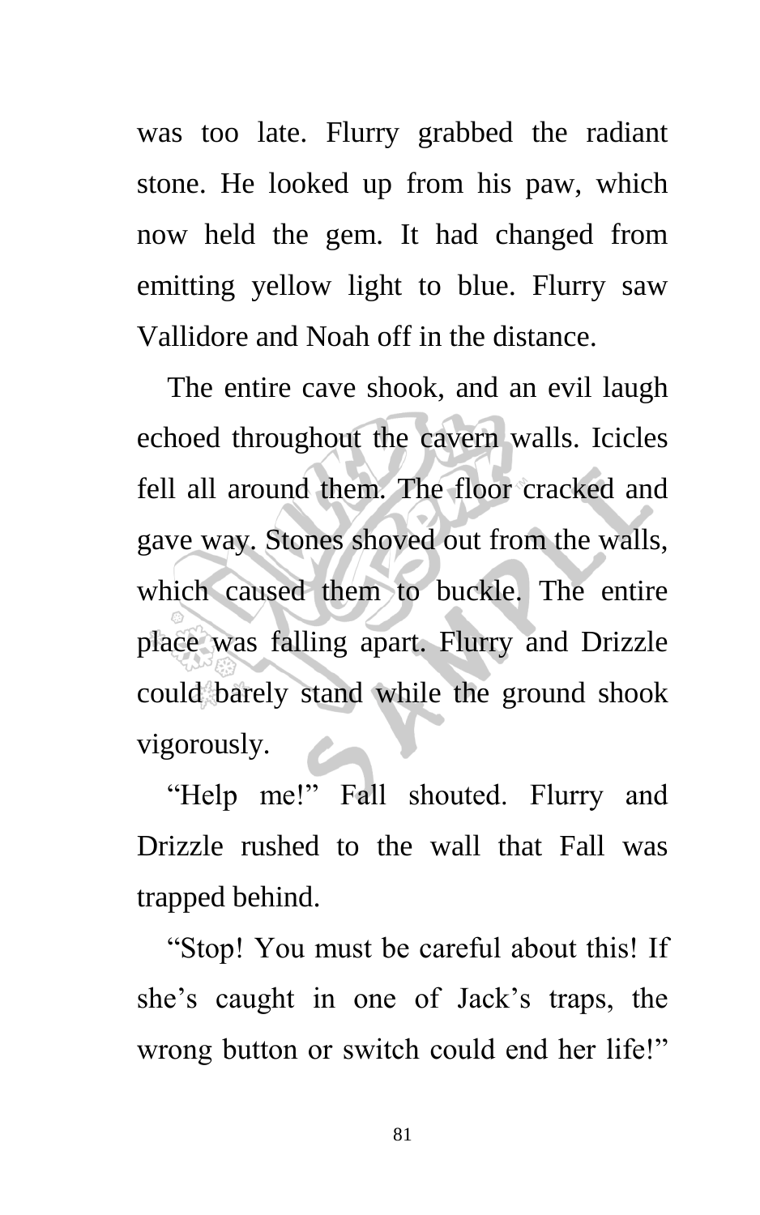was too late. Flurry grabbed the radiant stone. He looked up from his paw, which now held the gem. It had changed from emitting yellow light to blue. Flurry saw Vallidore and Noah off in the distance.

The entire cave shook, and an evil laugh echoed throughout the cavern walls. Icicles fell all around them. The floor cracked and gave way. Stones shoved out from the walls, which caused them to buckle. The entire place was falling apart. Flurry and Drizzle could barely stand while the ground shook vigorously.

"Help me!" Fall shouted. Flurry and Drizzle rushed to the wall that Fall was trapped behind.

"Stop! You must be careful about this! If she's caught in one of Jack's traps, the wrong button or switch could end her life!"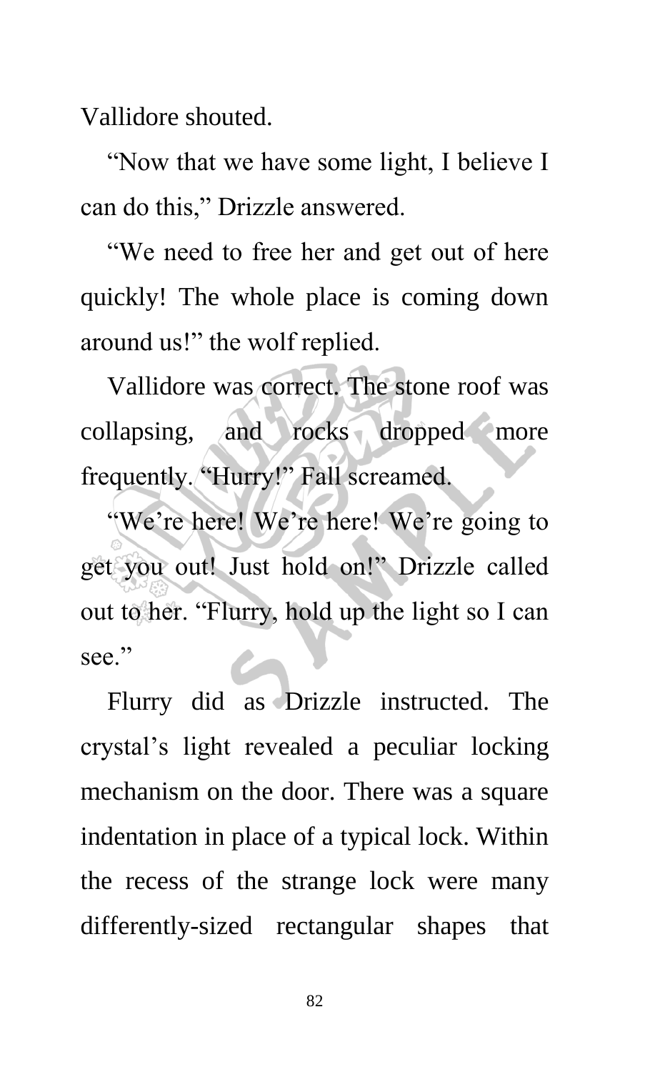Vallidore shouted.

"Now that we have some light, I believe I can do this," Drizzle answered.

"We need to free her and get out of here quickly! The whole place is coming down around us!" the wolf replied.

Vallidore was correct. The stone roof was collapsing, and rocks dropped more frequently. "Hurry!" Fall screamed.

"We're here! We're here! We're going to get you out! Just hold on!" Drizzle called out to her. "Flurry, hold up the light so I can see."

Flurry did as Drizzle instructed. The crystal's light revealed a peculiar locking mechanism on the door. There was a square indentation in place of a typical lock. Within the recess of the strange lock were many differently-sized rectangular shapes that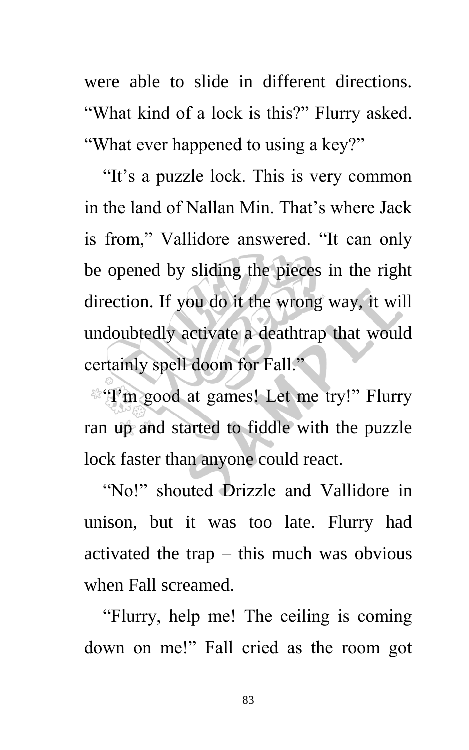were able to slide in different directions. "What kind of a lock is this?" Flurry asked. "What ever happened to using a key?"

"It's a puzzle lock. This is very common in the land of Nallan Min. That's where Jack is from," Vallidore answered. "It can only be opened by sliding the pieces in the right direction. If you do it the wrong way, it will undoubtedly activate a deathtrap that would certainly spell doom for Fall."

"I'm good at games! Let me try!" Flurry ran up and started to fiddle with the puzzle lock faster than anyone could react.

"No!" shouted Drizzle and Vallidore in unison, but it was too late. Flurry had activated the trap – this much was obvious when Fall screamed.

"Flurry, help me! The ceiling is coming down on me!" Fall cried as the room got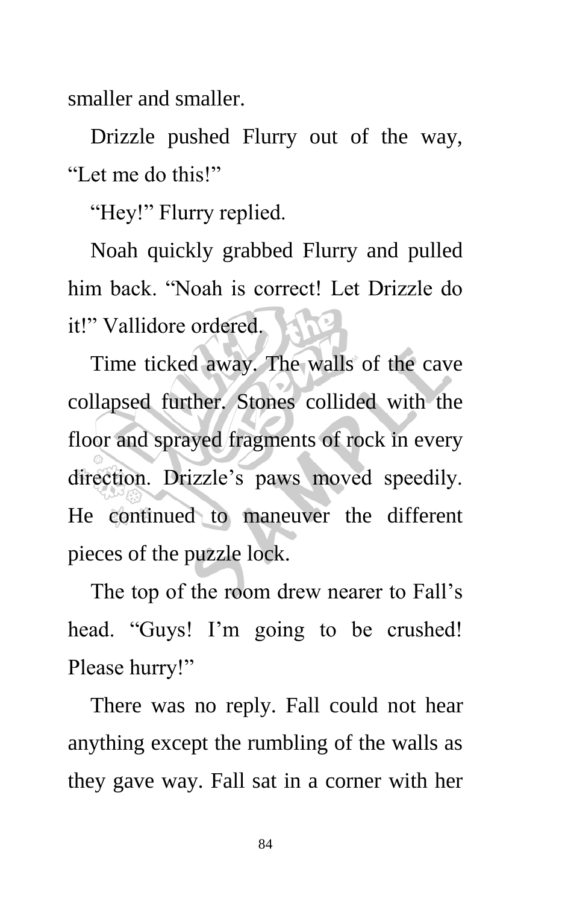smaller and smaller.

Drizzle pushed Flurry out of the way, "Let me do this!"

"Hey!" Flurry replied.

Noah quickly grabbed Flurry and pulled him back. "Noah is correct! Let Drizzle do it!" Vallidore ordered.

Time ticked away. The walls of the cave collapsed further. Stones collided with the floor and sprayed fragments of rock in every direction. Drizzle's paws moved speedily. He continued to maneuver the different pieces of the puzzle lock.

The top of the room drew nearer to Fall's head. "Guys! I'm going to be crushed! Please hurry!"

There was no reply. Fall could not hear anything except the rumbling of the walls as they gave way. Fall sat in a corner with her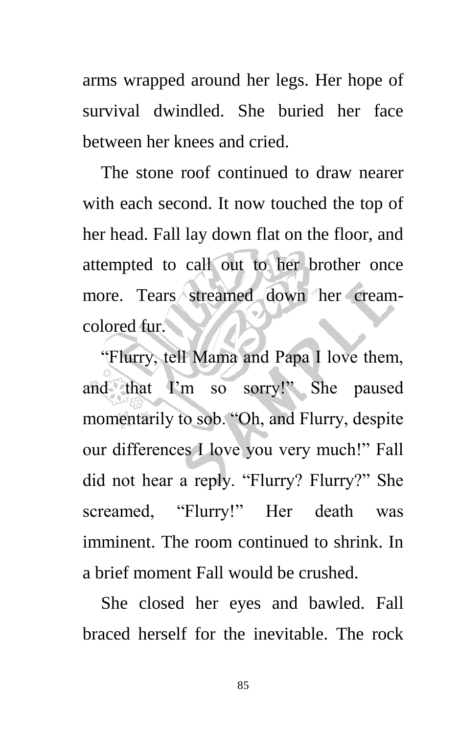arms wrapped around her legs. Her hope of survival dwindled. She buried her face between her knees and cried.

The stone roof continued to draw nearer with each second. It now touched the top of her head. Fall lay down flat on the floor, and attempted to call out to her brother once more. Tears streamed down her cream-colored fur.

"Flurry, tell Mama and Papa I love them, and that I'm so sorry!" She paused momentarily to sob. "Oh, and Flurry, despite our differences I love you very much!" Fall did not hear a reply. "Flurry? Flurry?" She screamed, "Flurry!" Her death was imminent. The room continued to shrink. In a brief moment Fall would be crushed.

She closed her eyes and bawled. Fall braced herself for the inevitable. The rock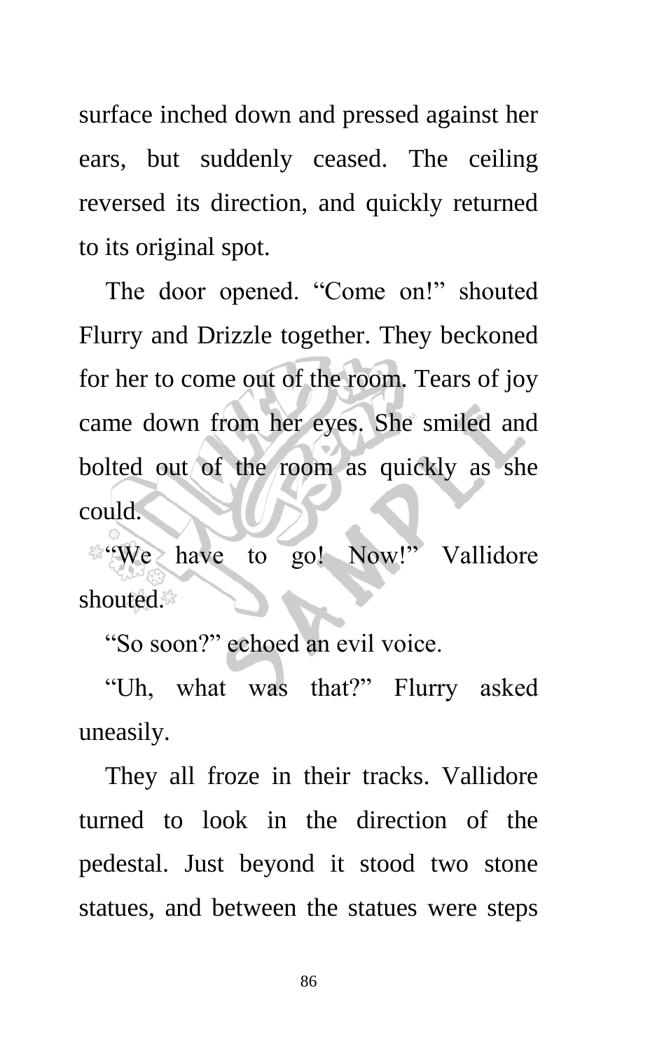surface inched down and pressed against her ears, but suddenly ceased. The ceiling reversed its direction, and quickly returned to its original spot.

The door opened. “Come on!” shouted Flurry and Drizzle together. They beckoned for her to come out of the room. Tears of joy came down from her eyes. She smiled and bolted out of the room as quickly as she could.

“We have to go! Now!” Vallidore shouted.

“So soon?” echoed an evil voice.

“Uh, what was that?” Flurry asked uneasily.

They all froze in their tracks. Vallidore turned to look in the direction of the pedestal. Just beyond it stood two stone statues, and between the statues were steps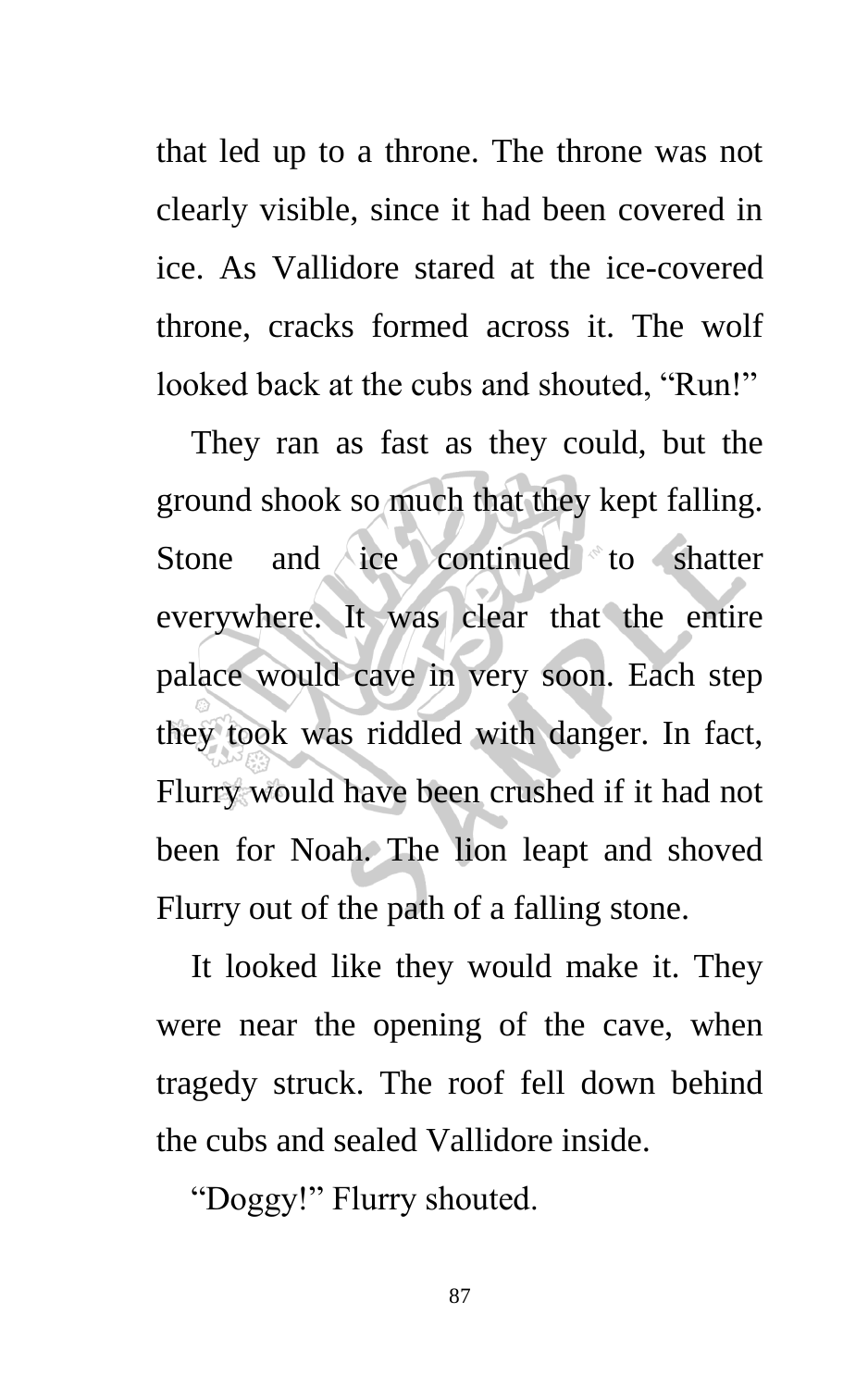that led up to a throne. The throne was not clearly visible, since it had been covered in ice. As Vallidore stared at the ice-covered throne, cracks formed across it. The wolf looked back at the cubs and shouted, “Run!”

They ran as fast as they could, but the ground shook so much that they kept falling. Stone and ice continued to shatter everywhere. It was clear that the entire palace would cave in very soon. Each step they took was riddled with danger. In fact, Flurry would have been crushed if it had not been for Noah. The lion leapt and shoved Flurry out of the path of a falling stone.

It looked like they would make it. They were near the opening of the cave, when tragedy struck. The roof fell down behind the cubs and sealed Vallidore inside.

“Doggy!” Flurry shouted.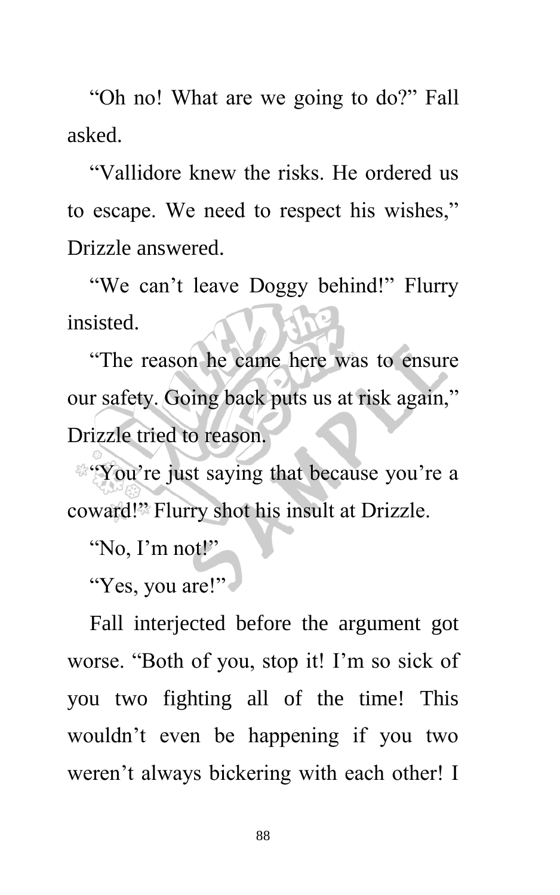"Oh no! What are we going to do?" Fall asked.

"Vallidore knew the risks. He ordered us to escape. We need to respect his wishes," Drizzle answered.

"We can't leave Doggy behind!" Flurry insisted.

"The reason he came here was to ensure our safety. Going back puts us at risk again," Drizzle tried to reason.

"You're just saying that because you're a coward!" Flurry shot his insult at Drizzle.

"No, I'm not!"

"Yes, you are!"

Fall interjected before the argument got worse. "Both of you, stop it! I'm so sick of you two fighting all of the time! This wouldn't even be happening if you two weren't always bickering with each other! I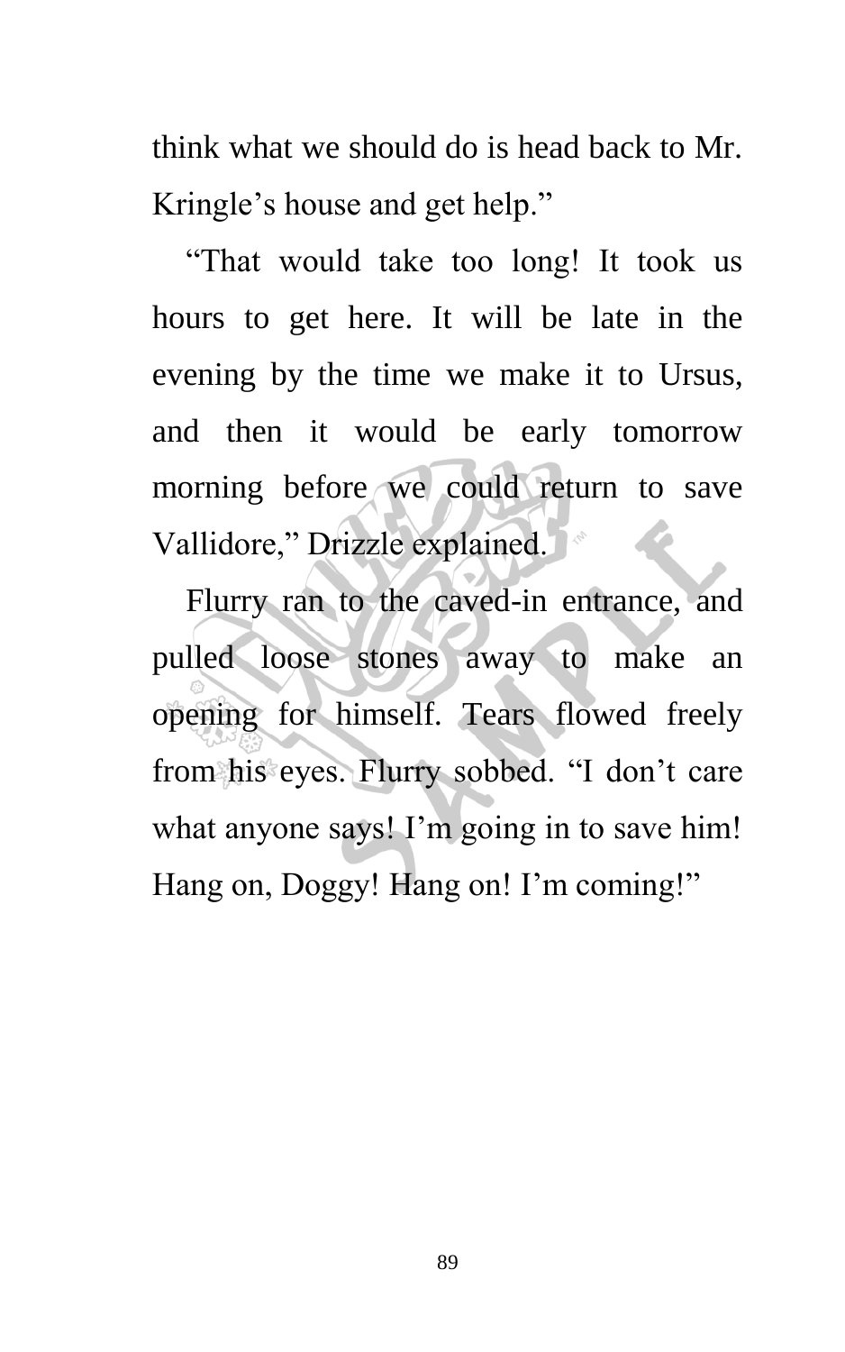think what we should do is head back to Mr. Kringle's house and get help."

"That would take too long! It took us hours to get here. It will be late in the evening by the time we make it to Ursus, and then it would be early tomorrow morning before we could return to save Vallidore," Drizzle explained.

Flurry ran to the caved-in entrance, and pulled loose stones away to make an opening for himself. Tears flowed freely from his eyes. Flurry sobbed. "I don't care what anyone says! I'm going in to save him! Hang on, Doggy! Hang on! I'm coming!"